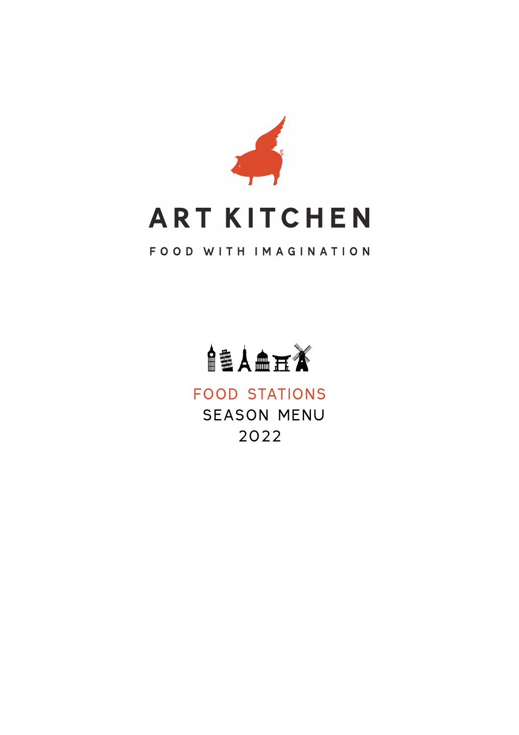# ART KITCHEN

FOOD WITH IMAGINATION

## FOOD STATIONS

SEASON MENU

2022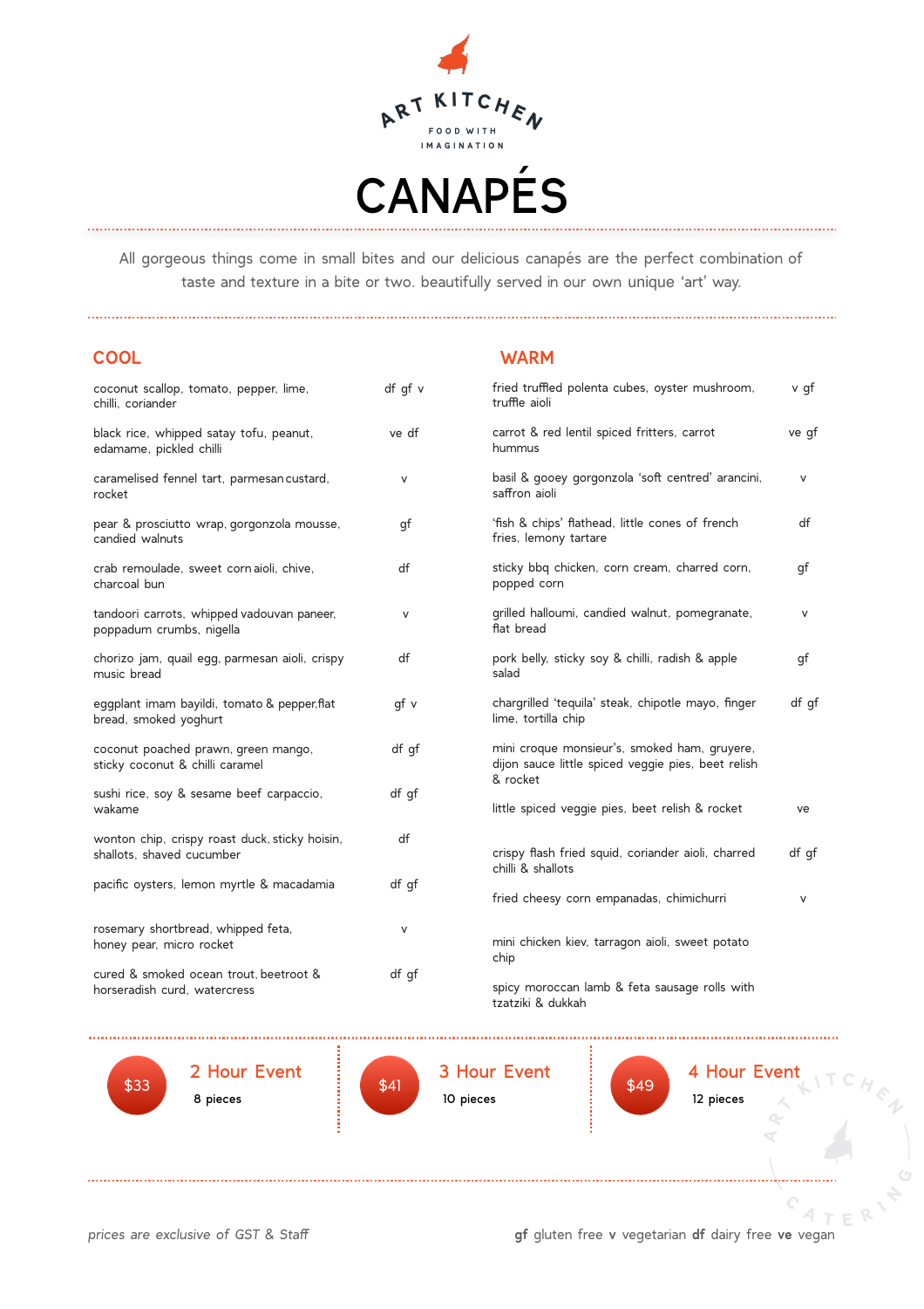ART KITCHEN

FOOD WITH IMAGINATION

# CANAPÉS

All gorgeous things come in small bites and our delicious canapés are the perfect combination of taste and texture in a bite or two. beautifully served in our own unique 'art' way.

## COOL

| Item | Dietary |
| --- | --- |
| coconut scallop, tomato, pepper, lime, chilli, coriander | df gf v |
| black rice, whipped satay tofu, peanut, edamame, pickled chilli | ve df |
| caramelised fennel tart, parmesan custard, rocket | v |
| pear & prosciutto wrap, gorgonzola mousse, candied walnuts | gf |
| crab remoulade, sweet corn aioli, chive, charcoal bun | df |
| tandoori carrots, whipped vadouvan paneer, poppadum crumbs, nigella | v |
| chorizo jam, quail egg, parmesan aioli, crispy music bread | df |
| eggplant imam bayildi, tomato & pepper,flat bread, smoked yoghurt | gf v |
| coconut poached prawn, green mango, sticky coconut & chilli caramel | df gf |
| sushi rice, soy & sesame beef carpaccio, wakame | df gf |
| wonton chip, crispy roast duck, sticky hoisin, shallots, shaved cucumber | df |
| pacific oysters, lemon myrtle & macadamia | df gf |
| rosemary shortbread, whipped feta, honey pear, micro rocket | v |
| cured & smoked ocean trout, beetroot & horseradish curd, watercress | df gf |

## WARM

| Item | Dietary |
| --- | --- |
| fried truffled polenta cubes, oyster mushroom, truffle aioli | v gf |
| carrot & red lentil spiced fritters, carrot hummus | ve gf |
| basil & gooey gorgonzola 'soft centred' arancini, saffron aioli | v |
| 'fish & chips' flathead, little cones of french fries, lemony tartare | df |
| sticky bbq chicken, corn cream, charred corn, popped corn | gf |
| grilled halloumi, candied walnut, pomegranate, flat bread | v |
| pork belly, sticky soy & chilli, radish & apple salad | gf |
| chargrilled 'tequila' steak, chipotle mayo, finger lime, tortilla chip | df gf |
| mini croque monsieur's, smoked ham, gruyere, dijon sauce little spiced veggie pies, beet relish & rocket | |
| little spiced veggie pies, beet relish & rocket | ve |
| crispy flash fried squid, coriander aioli, charred chilli & shallots | df gf |
| fried cheesy corn empanadas, chimichurri | v |
| mini chicken kiev, tarragon aioli, sweet potato chip | |
| spicy moroccan lamb & feta sausage rolls with tzatziki & dukkah | |

**$33** — 2 Hour Event — 8 pieces

**$41** — 3 Hour Event — 10 pieces

**$49** — 4 Hour Event — 12 pieces

*prices are exclusive of GST & Staff*

**gf** gluten free **v** vegetarian **df** dairy free **ve** vegan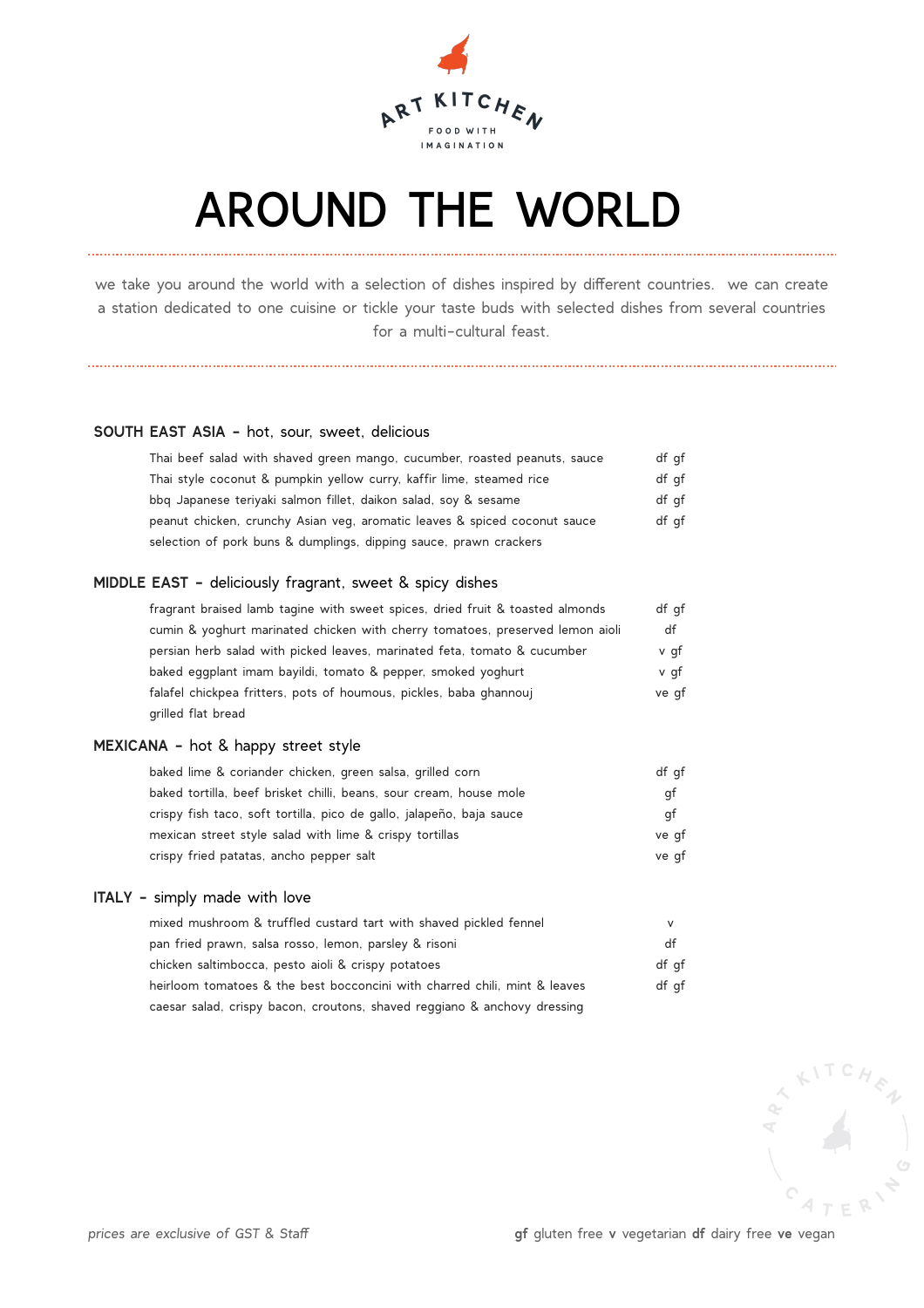ART KITCHEN

FOOD WITH IMAGINATION

# AROUND THE WORLD

we take you around the world with a selection of dishes inspired by different countries. we can create a station dedicated to one cuisine or tickle your taste buds with selected dishes from several countries for a multi-cultural feast.

## SOUTH EAST ASIA – hot, sour, sweet, delicious

| | |
|---|---|
| Thai beef salad with shaved green mango, cucumber, roasted peanuts, sauce | df gf |
| Thai style coconut & pumpkin yellow curry, kaffir lime, steamed rice | df gf |
| bbq Japanese teriyaki salmon fillet, daikon salad, soy & sesame | df gf |
| peanut chicken, crunchy Asian veg, aromatic leaves & spiced coconut sauce | df gf |
| selection of pork buns & dumplings, dipping sauce, prawn crackers | |

## MIDDLE EAST – deliciously fragrant, sweet & spicy dishes

| | |
|---|---|
| fragrant braised lamb tagine with sweet spices, dried fruit & toasted almonds | df gf |
| cumin & yoghurt marinated chicken with cherry tomatoes, preserved lemon aioli | df |
| persian herb salad with picked leaves, marinated feta, tomato & cucumber | v gf |
| baked eggplant imam bayildi, tomato & pepper, smoked yoghurt | v gf |
| falafel chickpea fritters, pots of houmous, pickles, baba ghannouj | ve gf |
| grilled flat bread | |

## MEXICANA – hot & happy street style

| | |
|---|---|
| baked lime & coriander chicken, green salsa, grilled corn | df gf |
| baked tortilla, beef brisket chilli, beans, sour cream, house mole | gf |
| crispy fish taco, soft tortilla, pico de gallo, jalapeño, baja sauce | gf |
| mexican street style salad with lime & crispy tortillas | ve gf |
| crispy fried patatas, ancho pepper salt | ve gf |

## ITALY – simply made with love

| | |
|---|---|
| mixed mushroom & truffled custard tart with shaved pickled fennel | v |
| pan fried prawn, salsa rosso, lemon, parsley & risoni | df |
| chicken saltimbocca, pesto aioli & crispy potatoes | df gf |
| heirloom tomatoes & the best bocconcini with charred chili, mint & leaves | df gf |
| caesar salad, crispy bacon, croutons, shaved reggiano & anchovy dressing | |

*prices are exclusive of GST & Staff*

**gf** gluten free **v** vegetarian **df** dairy free **ve** vegan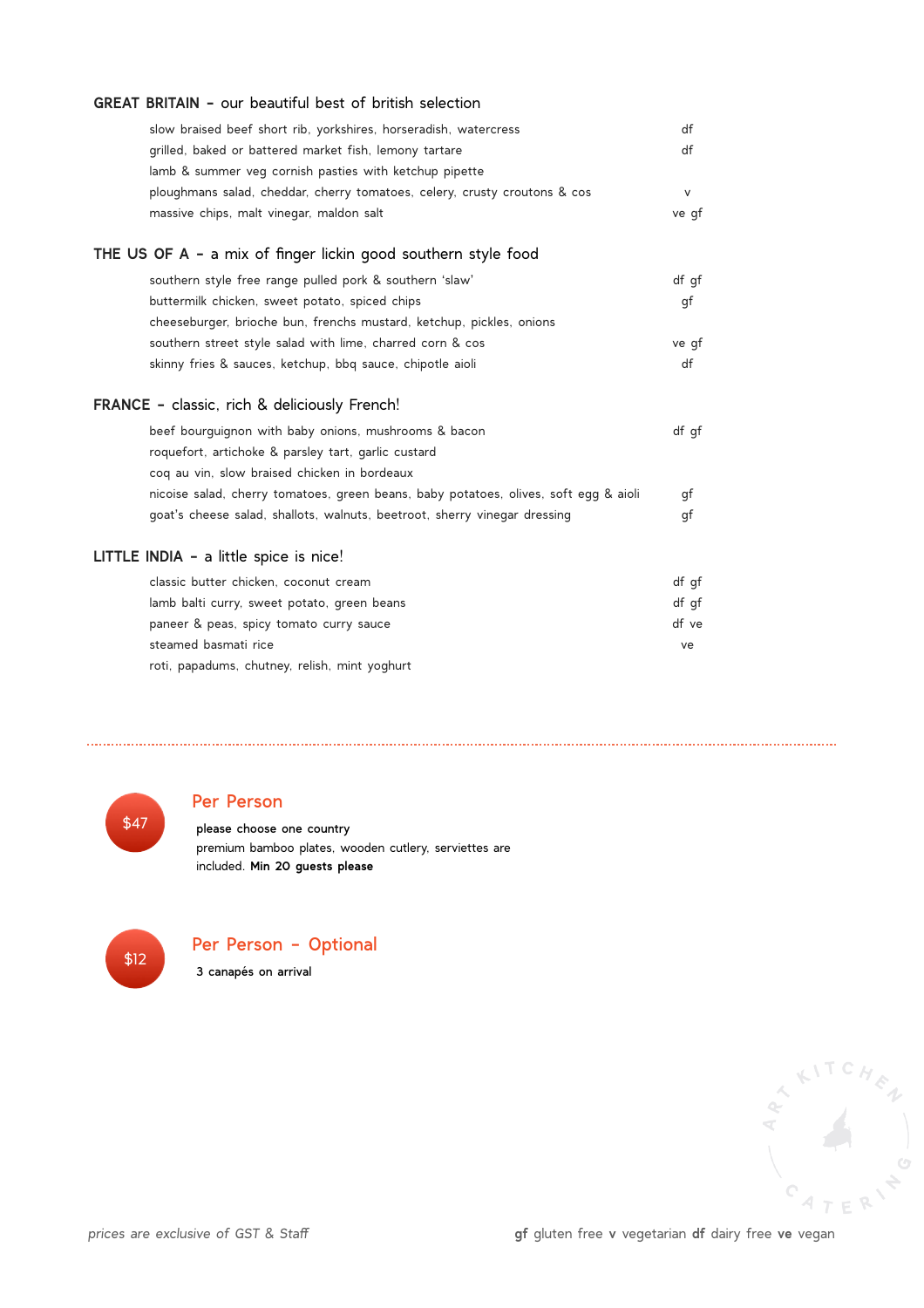## GREAT BRITAIN – our beautiful best of british selection

| | |
|---|---|
| slow braised beef short rib, yorkshires, horseradish, watercress | df |
| grilled, baked or battered market fish, lemony tartare | df |
| lamb & summer veg cornish pasties with ketchup pipette | |
| ploughmans salad, cheddar, cherry tomatoes, celery, crusty croutons & cos | v |
| massive chips, malt vinegar, maldon salt | ve gf |

## THE US OF A – a mix of finger lickin good southern style food

| | |
|---|---|
| southern style free range pulled pork & southern 'slaw' | df gf |
| buttermilk chicken, sweet potato, spiced chips | gf |
| cheeseburger, brioche bun, frenchs mustard, ketchup, pickles, onions | |
| southern street style salad with lime, charred corn & cos | ve gf |
| skinny fries & sauces, ketchup, bbq sauce, chipotle aioli | df |

## FRANCE – classic, rich & deliciously French!

| | |
|---|---|
| beef bourguignon with baby onions, mushrooms & bacon | df gf |
| roquefort, artichoke & parsley tart, garlic custard | |
| coq au vin, slow braised chicken in bordeaux | |
| nicoise salad, cherry tomatoes, green beans, baby potatoes, olives, soft egg & aioli | gf |
| goat's cheese salad, shallots, walnuts, beetroot, sherry vinegar dressing | gf |

## LITTLE INDIA – a little spice is nice!

| | |
|---|---|
| classic butter chicken, coconut cream | df gf |
| lamb balti curry, sweet potato, green beans | df gf |
| paneer & peas, spicy tomato curry sauce | df ve |
| steamed basmati rice | ve |
| roti, papadums, chutney, relish, mint yoghurt | |

---

**$47**

### Per Person

**please choose one country**
premium bamboo plates, wooden cutlery, serviettes are included. **Min 20 guests please**

**$12**

### Per Person – Optional

**3 canapés on arrival**

*prices are exclusive of GST & Staff*

**gf** gluten free **v** vegetarian **df** dairy free **ve** vegan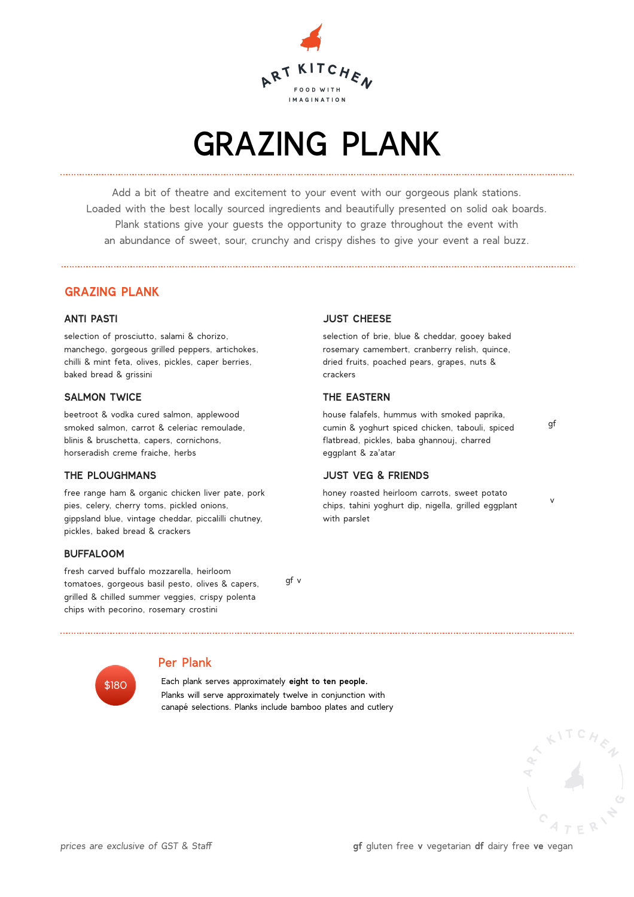ART KITCHEN

FOOD WITH IMAGINATION

# GRAZING PLANK

Add a bit of theatre and excitement to your event with our gorgeous plank stations. Loaded with the best locally sourced ingredients and beautifully presented on solid oak boards. Plank stations give your guests the opportunity to graze throughout the event with an abundance of sweet, sour, crunchy and crispy dishes to give your event a real buzz.

## GRAZING PLANK

### ANTI PASTI

selection of prosciutto, salami & chorizo, manchego, gorgeous grilled peppers, artichokes, chilli & mint feta, olives, pickles, caper berries, baked bread & grissini

### SALMON TWICE

beetroot & vodka cured salmon, applewood smoked salmon, carrot & celeriac remoulade, blinis & bruschetta, capers, cornichons, horseradish creme fraiche, herbs

### THE PLOUGHMANS

free range ham & organic chicken liver pate, pork pies, celery, cherry toms, pickled onions, gippsland blue, vintage cheddar, piccalilli chutney, pickles, baked bread & crackers

### BUFFALOOM

fresh carved buffalo mozzarella, heirloom tomatoes, gorgeous basil pesto, olives & capers, grilled & chilled summer veggies, crispy polenta chips with pecorino, rosemary crostini — gf v

### JUST CHEESE

selection of brie, blue & cheddar, gooey baked rosemary camembert, cranberry relish, quince, dried fruits, poached pears, grapes, nuts & crackers

### THE EASTERN

house falafels, hummus with smoked paprika, cumin & yoghurt spiced chicken, tabouli, spiced flatbread, pickles, baba ghannouj, charred eggplant & za'atar — gf

### JUST VEG & FRIENDS

honey roasted heirloom carrots, sweet potato chips, tahini yoghurt dip, nigella, grilled eggplant with parslet — v

## Per Plank

**$180**

Each plank serves approximately **eight to ten people.** Planks will serve approximately twelve in conjunction with canapé selections. Planks include bamboo plates and cutlery

*prices are exclusive of GST & Staff*

**gf** gluten free **v** vegetarian **df** dairy free **ve** vegan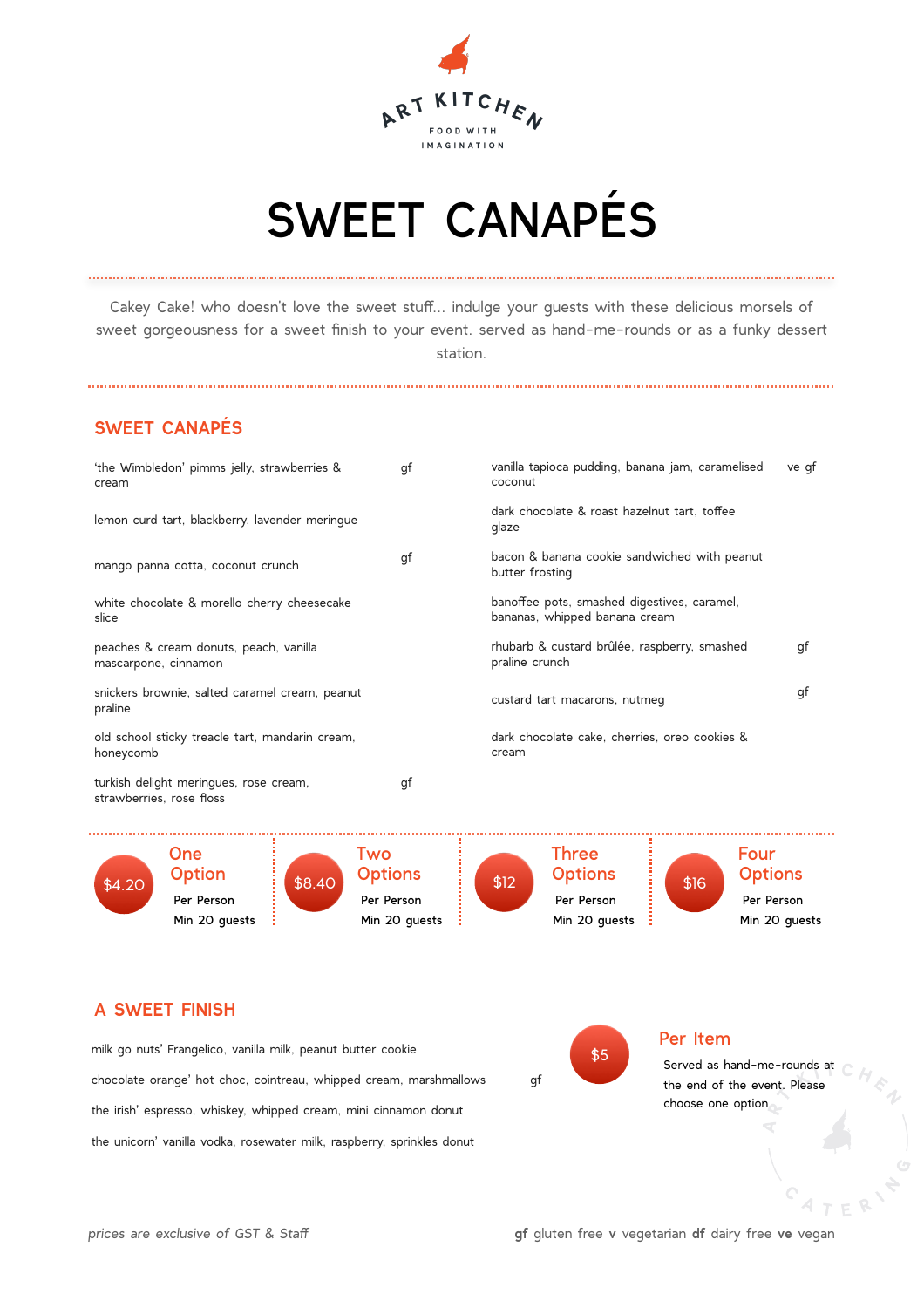ART KITCHEN

FOOD WITH IMAGINATION

# SWEET CANAPÉS

Cakey Cake! who doesn't love the sweet stuff... indulge your guests with these delicious morsels of sweet gorgeousness for a sweet finish to your event. served as hand-me-rounds or as a funky dessert station.

## SWEET CANAPÉS

- 'the Wimbledon' pimms jelly, strawberries & cream — gf
- lemon curd tart, blackberry, lavender meringue
- mango panna cotta, coconut crunch — gf
- white chocolate & morello cherry cheesecake slice
- peaches & cream donuts, peach, vanilla mascarpone, cinnamon
- snickers brownie, salted caramel cream, peanut praline
- old school sticky treacle tart, mandarin cream, honeycomb
- turkish delight meringues, rose cream, strawberries, rose floss — gf
- vanilla tapioca pudding, banana jam, caramelised coconut — ve gf
- dark chocolate & roast hazelnut tart, toffee glaze
- bacon & banana cookie sandwiched with peanut butter frosting
- banoffee pots, smashed digestives, caramel, bananas, whipped banana cream
- rhubarb & custard brûlée, raspberry, smashed praline crunch — gf
- custard tart macarons, nutmeg — gf
- dark chocolate cake, cherries, oreo cookies & cream

| | | | |
|---|---|---|---|
| $4.20 — One Option, Per Person, Min 20 guests | $8.40 — Two Options, Per Person, Min 20 guests | $12 — Three Options, Per Person, Min 20 guests | $16 — Four Options, Per Person, Min 20 guests |

## A SWEET FINISH

- milk go nuts' Frangelico, vanilla milk, peanut butter cookie
- chocolate orange' hot choc, cointreau, whipped cream, marshmallows — gf
- the irish' espresso, whiskey, whipped cream, mini cinnamon donut
- the unicorn' vanilla vodka, rosewater milk, raspberry, sprinkles donut

**$5 — Per Item**

Served as hand-me-rounds at the end of the event. Please choose one option

*prices are exclusive of GST & Staff*

**gf** gluten free **v** vegetarian **df** dairy free **ve** vegan